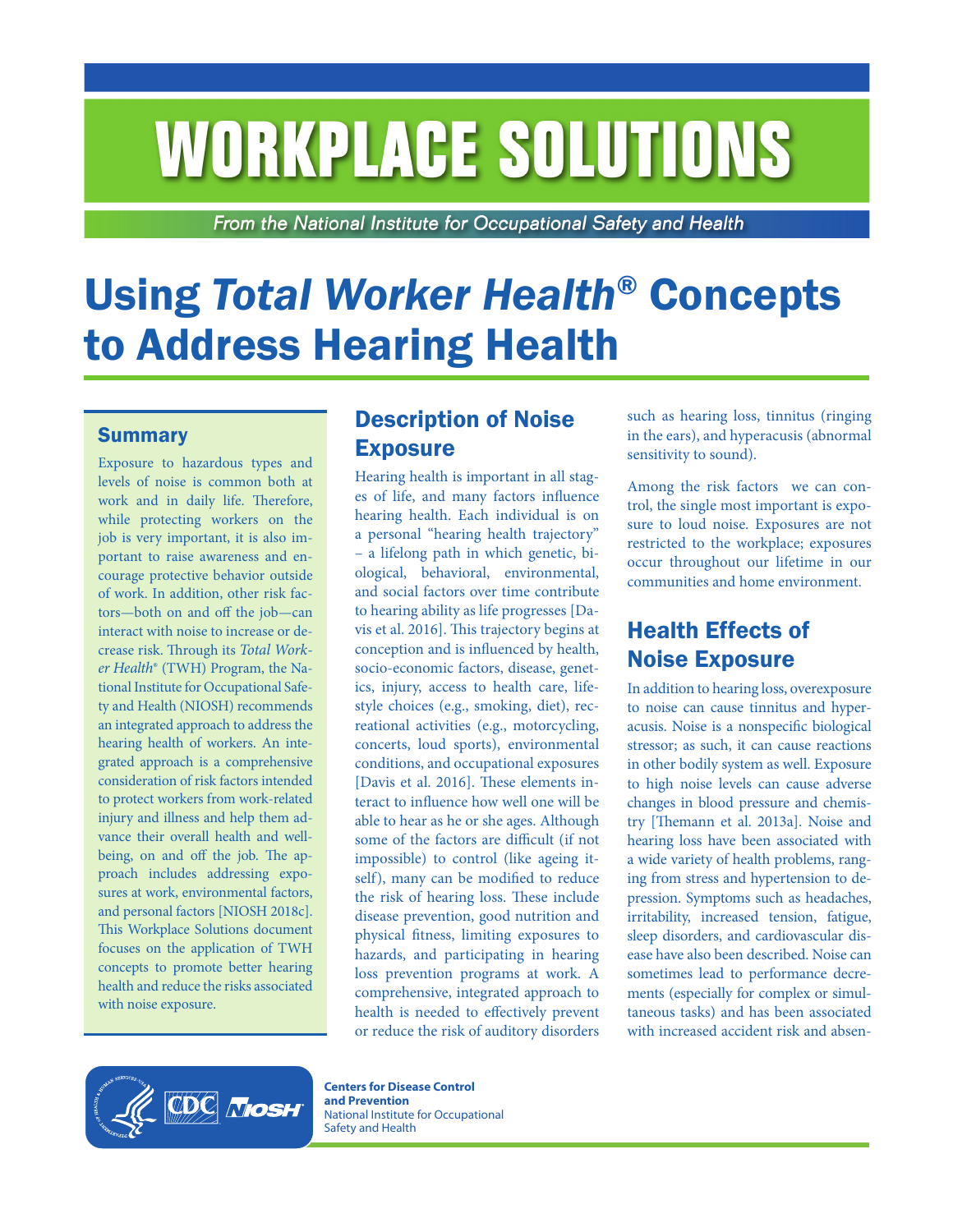# WORKPLACE SOLUTIONS

*From the National Institute for Occupational Safety and Health*

# Using *Total Worker Health*® Concepts to Address Hearing Health

## Summary

Exposure to hazardous types and levels of noise is common both at work and in daily life. Therefore, while protecting workers on the job is very important, it is also important to raise awareness and encourage protective behavior outside of work. In addition, other risk factors—both on and off the job—can interact with noise to increase or decrease risk. Through its *Total Worker Health*® (TWH) Program, the National Institute for Occupational Safety and Health (NIOSH) recommends an integrated approach to address the hearing health of workers. An integrated approach is a comprehensive consideration of risk factors intended to protect workers from work-related injury and illness and help them advance their overall health and well-being, on and off the job. The approach includes addressing exposures at work, environmental factors, and personal factors [NIOSH 2018c]. This Workplace Solutions document focuses on the application of TWH concepts to promote better hearing health and reduce the risks associated with noise exposure.

## Description of Noise Exposure

Hearing health is important in all stages of life, and many factors influence hearing health. Each individual is on a personal "hearing health trajectory" – a lifelong path in which genetic, biological, behavioral, environmental, and social factors over time contribute to hearing ability as life progresses [Davis et al. 2016]. This trajectory begins at conception and is influenced by health, socio-economic factors, disease, genetics, injury, access to health care, lifestyle choices (e.g., smoking, diet), recreational activities (e.g., motorcycling, concerts, loud sports), environmental conditions, and occupational exposures [Davis et al. 2016]. These elements interact to influence how well one will be able to hear as he or she ages. Although some of the factors are difficult (if not impossible) to control (like ageing itself), many can be modified to reduce the risk of hearing loss. These include disease prevention, good nutrition and physical fitness, limiting exposures to hazards, and participating in hearing loss prevention programs at work. A comprehensive, integrated approach to health is needed to effectively prevent or reduce the risk of auditory disorders such as hearing loss, tinnitus (ringing in the ears), and hyperacusis (abnormal sensitivity to sound).

Among the risk factors we can control, the single most important is exposure to loud noise. Exposures are not restricted to the workplace; exposures occur throughout our lifetime in our communities and home environment.

## Health Effects of Noise Exposure

In addition to hearing loss, overexposure to noise can cause tinnitus and hyperacusis. Noise is a nonspecific biological stressor; as such, it can cause reactions in other bodily system as well. Exposure to high noise levels can cause adverse changes in blood pressure and chemistry [Themann et al. 2013a]. Noise and hearing loss have been associated with a wide variety of health problems, ranging from stress and hypertension to depression. Symptoms such as headaches, irritability, increased tension, fatigue, sleep disorders, and cardiovascular disease have also been described. Noise can sometimes lead to performance decrements (especially for complex or simultaneous tasks) and has been associated with increased accident risk and absen-

Centers for Disease Control and Prevention
National Institute for Occupational Safety and Health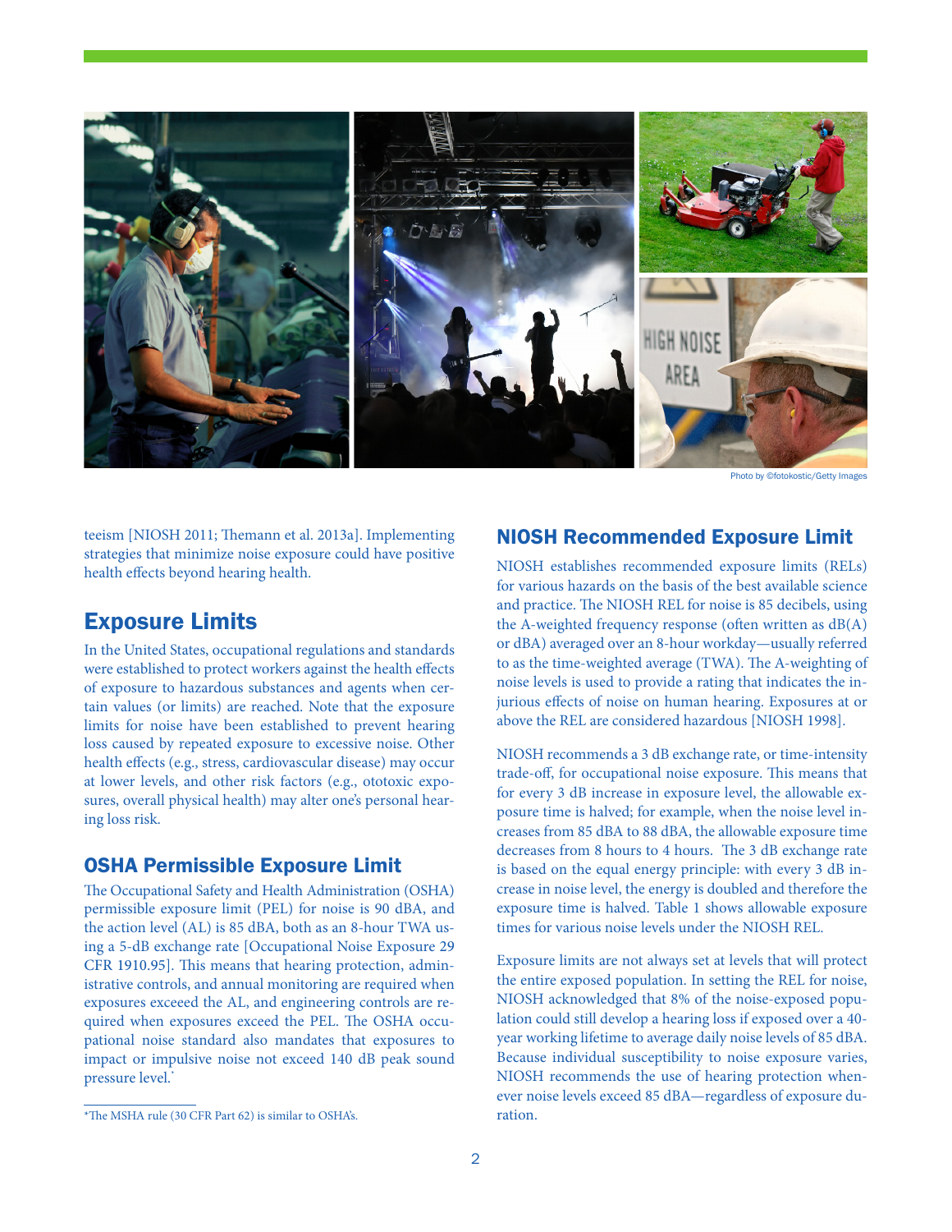Photo by ©fotokostic/Getty Images

teeism [NIOSH 2011; Themann et al. 2013a]. Implementing strategies that minimize noise exposure could have positive health effects beyond hearing health.

## Exposure Limits

In the United States, occupational regulations and standards were established to protect workers against the health effects of exposure to hazardous substances and agents when certain values (or limits) are reached. Note that the exposure limits for noise have been established to prevent hearing loss caused by repeated exposure to excessive noise. Other health effects (e.g., stress, cardiovascular disease) may occur at lower levels, and other risk factors (e.g., ototoxic exposures, overall physical health) may alter one's personal hearing loss risk.

### OSHA Permissible Exposure Limit

The Occupational Safety and Health Administration (OSHA) permissible exposure limit (PEL) for noise is 90 dBA, and the action level (AL) is 85 dBA, both as an 8-hour TWA using a 5-dB exchange rate [Occupational Noise Exposure 29 CFR 1910.95]. This means that hearing protection, administrative controls, and annual monitoring are required when exposures exceeed the AL, and engineering controls are required when exposures exceed the PEL. The OSHA occupational noise standard also mandates that exposures to impact or impulsive noise not exceed 140 dB peak sound pressure level.*

*The MSHA rule (30 CFR Part 62) is similar to OSHA's.

### NIOSH Recommended Exposure Limit

NIOSH establishes recommended exposure limits (RELs) for various hazards on the basis of the best available science and practice. The NIOSH REL for noise is 85 decibels, using the A-weighted frequency response (often written as dB(A) or dBA) averaged over an 8-hour workday—usually referred to as the time-weighted average (TWA). The A-weighting of noise levels is used to provide a rating that indicates the injurious effects of noise on human hearing. Exposures at or above the REL are considered hazardous [NIOSH 1998].

NIOSH recommends a 3 dB exchange rate, or time-intensity trade-off, for occupational noise exposure. This means that for every 3 dB increase in exposure level, the allowable exposure time is halved; for example, when the noise level increases from 85 dBA to 88 dBA, the allowable exposure time decreases from 8 hours to 4 hours. The 3 dB exchange rate is based on the equal energy principle: with every 3 dB increase in noise level, the energy is doubled and therefore the exposure time is halved. Table 1 shows allowable exposure times for various noise levels under the NIOSH REL.

Exposure limits are not always set at levels that will protect the entire exposed population. In setting the REL for noise, NIOSH acknowledged that 8% of the noise-exposed population could still develop a hearing loss if exposed over a 40-year working lifetime to average daily noise levels of 85 dBA. Because individual susceptibility to noise exposure varies, NIOSH recommends the use of hearing protection whenever noise levels exceed 85 dBA—regardless of exposure duration.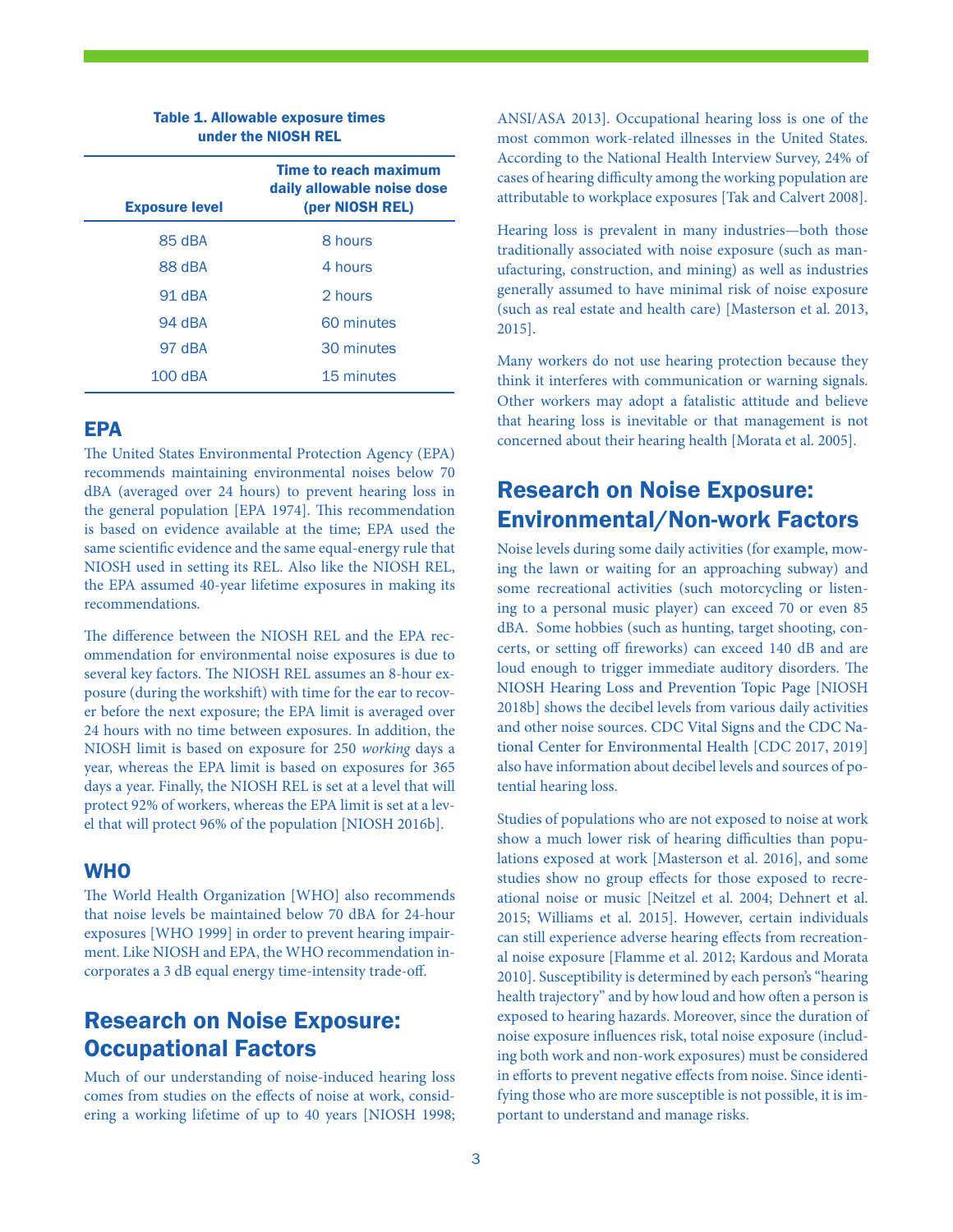**Table 1. Allowable exposure times under the NIOSH REL**

| Exposure level | Time to reach maximum daily allowable noise dose (per NIOSH REL) |
| --- | --- |
| 85 dBA | 8 hours |
| 88 dBA | 4 hours |
| 91 dBA | 2 hours |
| 94 dBA | 60 minutes |
| 97 dBA | 30 minutes |
| 100 dBA | 15 minutes |

### EPA

The United States Environmental Protection Agency (EPA) recommends maintaining environmental noises below 70 dBA (averaged over 24 hours) to prevent hearing loss in the general population [EPA 1974]. This recommendation is based on evidence available at the time; EPA used the same scientific evidence and the same equal-energy rule that NIOSH used in setting its REL. Also like the NIOSH REL, the EPA assumed 40-year lifetime exposures in making its recommendations.

The difference between the NIOSH REL and the EPA recommendation for environmental noise exposures is due to several key factors. The NIOSH REL assumes an 8-hour exposure (during the workshift) with time for the ear to recover before the next exposure; the EPA limit is averaged over 24 hours with no time between exposures. In addition, the NIOSH limit is based on exposure for 250 *working* days a year, whereas the EPA limit is based on exposures for 365 days a year. Finally, the NIOSH REL is set at a level that will protect 92% of workers, whereas the EPA limit is set at a level that will protect 96% of the population [NIOSH 2016b].

### WHO

The World Health Organization [WHO] also recommends that noise levels be maintained below 70 dBA for 24-hour exposures [WHO 1999] in order to prevent hearing impairment. Like NIOSH and EPA, the WHO recommendation incorporates a 3 dB equal energy time-intensity trade-off.

## Research on Noise Exposure: Occupational Factors

Much of our understanding of noise-induced hearing loss comes from studies on the effects of noise at work, considering a working lifetime of up to 40 years [NIOSH 1998; ANSI/ASA 2013]. Occupational hearing loss is one of the most common work-related illnesses in the United States. According to the National Health Interview Survey, 24% of cases of hearing difficulty among the working population are attributable to workplace exposures [Tak and Calvert 2008].

Hearing loss is prevalent in many industries—both those traditionally associated with noise exposure (such as manufacturing, construction, and mining) as well as industries generally assumed to have minimal risk of noise exposure (such as real estate and health care) [Masterson et al. 2013, 2015].

Many workers do not use hearing protection because they think it interferes with communication or warning signals. Other workers may adopt a fatalistic attitude and believe that hearing loss is inevitable or that management is not concerned about their hearing health [Morata et al. 2005].

## Research on Noise Exposure: Environmental/Non-work Factors

Noise levels during some daily activities (for example, mowing the lawn or waiting for an approaching subway) and some recreational activities (such motorcycling or listening to a personal music player) can exceed 70 or even 85 dBA. Some hobbies (such as hunting, target shooting, concerts, or setting off fireworks) can exceed 140 dB and are loud enough to trigger immediate auditory disorders. The NIOSH Hearing Loss and Prevention Topic Page [NIOSH 2018b] shows the decibel levels from various daily activities and other noise sources. CDC Vital Signs and the CDC National Center for Environmental Health [CDC 2017, 2019] also have information about decibel levels and sources of potential hearing loss.

Studies of populations who are not exposed to noise at work show a much lower risk of hearing difficulties than populations exposed at work [Masterson et al. 2016], and some studies show no group effects for those exposed to recreational noise or music [Neitzel et al. 2004; Dehnert et al. 2015; Williams et al. 2015]. However, certain individuals can still experience adverse hearing effects from recreational noise exposure [Flamme et al. 2012; Kardous and Morata 2010]. Susceptibility is determined by each person's "hearing health trajectory" and by how loud and how often a person is exposed to hearing hazards. Moreover, since the duration of noise exposure influences risk, total noise exposure (including both work and non-work exposures) must be considered in efforts to prevent negative effects from noise. Since identifying those who are more susceptible is not possible, it is important to understand and manage risks.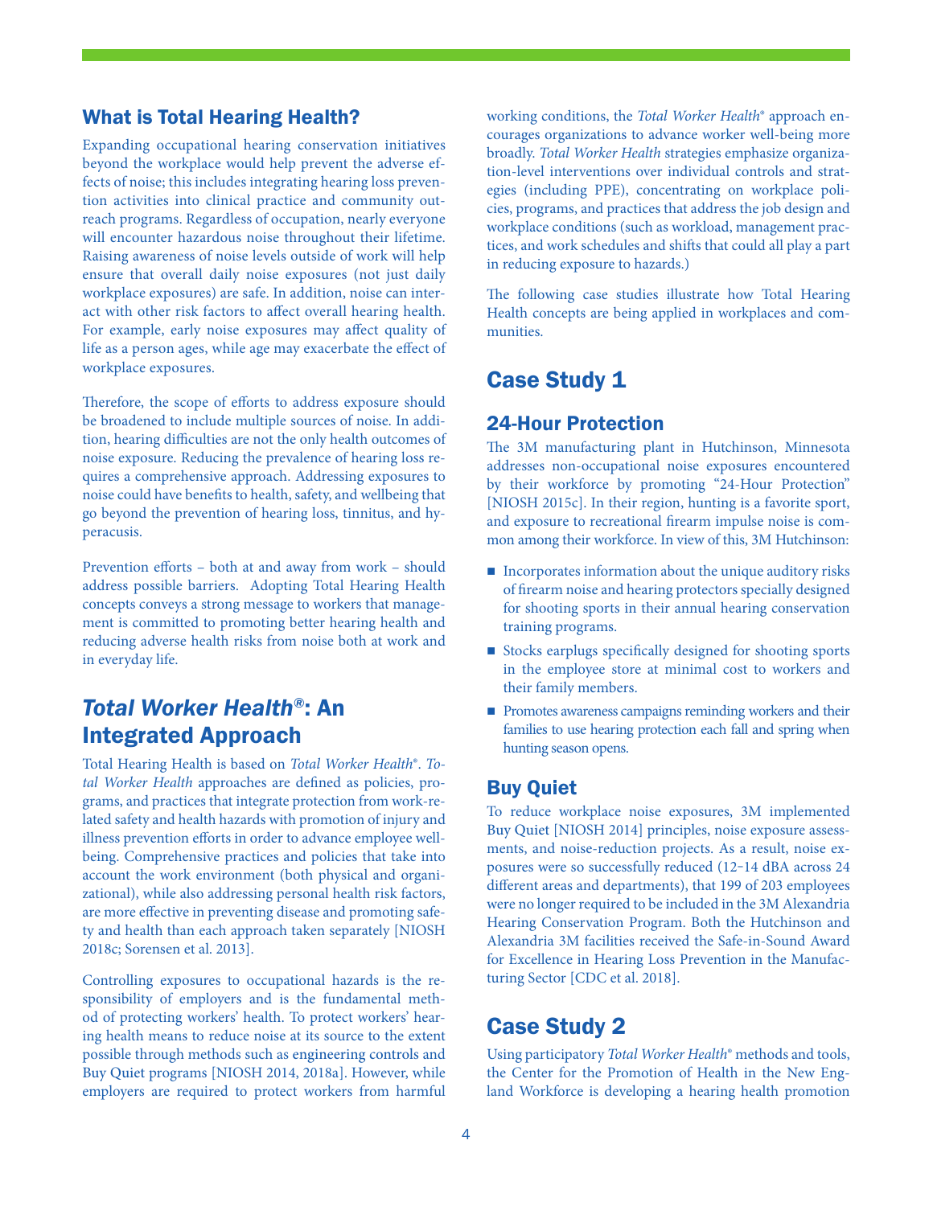## What is Total Hearing Health?

Expanding occupational hearing conservation initiatives beyond the workplace would help prevent the adverse effects of noise; this includes integrating hearing loss prevention activities into clinical practice and community outreach programs. Regardless of occupation, nearly everyone will encounter hazardous noise throughout their lifetime. Raising awareness of noise levels outside of work will help ensure that overall daily noise exposures (not just daily workplace exposures) are safe. In addition, noise can interact with other risk factors to affect overall hearing health. For example, early noise exposures may affect quality of life as a person ages, while age may exacerbate the effect of workplace exposures.

Therefore, the scope of efforts to address exposure should be broadened to include multiple sources of noise. In addition, hearing difficulties are not the only health outcomes of noise exposure. Reducing the prevalence of hearing loss requires a comprehensive approach. Addressing exposures to noise could have benefits to health, safety, and wellbeing that go beyond the prevention of hearing loss, tinnitus, and hyperacusis.

Prevention efforts – both at and away from work – should address possible barriers. Adopting Total Hearing Health concepts conveys a strong message to workers that management is committed to promoting better hearing health and reducing adverse health risks from noise both at work and in everyday life.

## *Total Worker Health*®: An Integrated Approach

Total Hearing Health is based on *Total Worker Health*®. *Total Worker Health* approaches are defined as policies, programs, and practices that integrate protection from work-related safety and health hazards with promotion of injury and illness prevention efforts in order to advance employee wellbeing. Comprehensive practices and policies that take into account the work environment (both physical and organizational), while also addressing personal health risk factors, are more effective in preventing disease and promoting safety and health than each approach taken separately [NIOSH 2018c; Sorensen et al. 2013].

Controlling exposures to occupational hazards is the responsibility of employers and is the fundamental method of protecting workers' health. To protect workers' hearing health means to reduce noise at its source to the extent possible through methods such as engineering controls and Buy Quiet programs [NIOSH 2014, 2018a]. However, while employers are required to protect workers from harmful working conditions, the *Total Worker Health*® approach encourages organizations to advance worker well-being more broadly. *Total Worker Health* strategies emphasize organization-level interventions over individual controls and strategies (including PPE), concentrating on workplace policies, programs, and practices that address the job design and workplace conditions (such as workload, management practices, and work schedules and shifts that could all play a part in reducing exposure to hazards.)

The following case studies illustrate how Total Hearing Health concepts are being applied in workplaces and communities.

## Case Study 1

### 24-Hour Protection

The 3M manufacturing plant in Hutchinson, Minnesota addresses non-occupational noise exposures encountered by their workforce by promoting "24-Hour Protection" [NIOSH 2015c]. In their region, hunting is a favorite sport, and exposure to recreational firearm impulse noise is common among their workforce. In view of this, 3M Hutchinson:

- Incorporates information about the unique auditory risks of firearm noise and hearing protectors specially designed for shooting sports in their annual hearing conservation training programs.
- Stocks earplugs specifically designed for shooting sports in the employee store at minimal cost to workers and their family members.
- Promotes awareness campaigns reminding workers and their families to use hearing protection each fall and spring when hunting season opens.

### Buy Quiet

To reduce workplace noise exposures, 3M implemented Buy Quiet [NIOSH 2014] principles, noise exposure assessments, and noise-reduction projects. As a result, noise exposures were so successfully reduced (12–14 dBA across 24 different areas and departments), that 199 of 203 employees were no longer required to be included in the 3M Alexandria Hearing Conservation Program. Both the Hutchinson and Alexandria 3M facilities received the Safe-in-Sound Award for Excellence in Hearing Loss Prevention in the Manufacturing Sector [CDC et al. 2018].

## Case Study 2

Using participatory *Total Worker Health*® methods and tools, the Center for the Promotion of Health in the New England Workforce is developing a hearing health promotion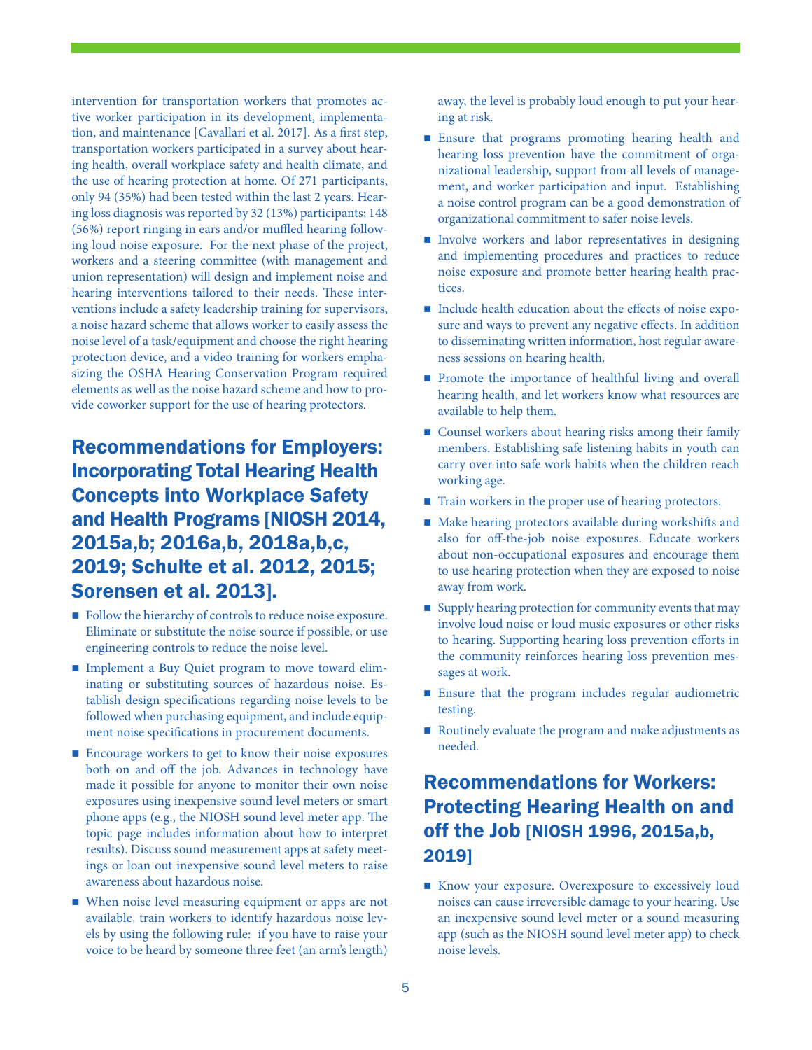intervention for transportation workers that promotes active worker participation in its development, implementation, and maintenance [Cavallari et al. 2017]. As a first step, transportation workers participated in a survey about hearing health, overall workplace safety and health climate, and the use of hearing protection at home. Of 271 participants, only 94 (35%) had been tested within the last 2 years. Hearing loss diagnosis was reported by 32 (13%) participants; 148 (56%) report ringing in ears and/or muffled hearing following loud noise exposure. For the next phase of the project, workers and a steering committee (with management and union representation) will design and implement noise and hearing interventions tailored to their needs. These interventions include a safety leadership training for supervisors, a noise hazard scheme that allows worker to easily assess the noise level of a task/equipment and choose the right hearing protection device, and a video training for workers emphasizing the OSHA Hearing Conservation Program required elements as well as the noise hazard scheme and how to provide coworker support for the use of hearing protectors.

## Recommendations for Employers: Incorporating Total Hearing Health Concepts into Workplace Safety and Health Programs [NIOSH 2014, 2015a,b; 2016a,b, 2018a,b,c, 2019; Schulte et al. 2012, 2015; Sorensen et al. 2013].

- Follow the hierarchy of controls to reduce noise exposure. Eliminate or substitute the noise source if possible, or use engineering controls to reduce the noise level.
- Implement a Buy Quiet program to move toward eliminating or substituting sources of hazardous noise. Establish design specifications regarding noise levels to be followed when purchasing equipment, and include equipment noise specifications in procurement documents.
- Encourage workers to get to know their noise exposures both on and off the job. Advances in technology have made it possible for anyone to monitor their own noise exposures using inexpensive sound level meters or smart phone apps (e.g., the NIOSH sound level meter app. The topic page includes information about how to interpret results). Discuss sound measurement apps at safety meetings or loan out inexpensive sound level meters to raise awareness about hazardous noise.
- When noise level measuring equipment or apps are not available, train workers to identify hazardous noise levels by using the following rule: if you have to raise your voice to be heard by someone three feet (an arm's length) away, the level is probably loud enough to put your hearing at risk.
- Ensure that programs promoting hearing health and hearing loss prevention have the commitment of organizational leadership, support from all levels of management, and worker participation and input. Establishing a noise control program can be a good demonstration of organizational commitment to safer noise levels.
- Involve workers and labor representatives in designing and implementing procedures and practices to reduce noise exposure and promote better hearing health practices.
- Include health education about the effects of noise exposure and ways to prevent any negative effects. In addition to disseminating written information, host regular awareness sessions on hearing health.
- Promote the importance of healthful living and overall hearing health, and let workers know what resources are available to help them.
- Counsel workers about hearing risks among their family members. Establishing safe listening habits in youth can carry over into safe work habits when the children reach working age.
- Train workers in the proper use of hearing protectors.
- Make hearing protectors available during workshifts and also for off-the-job noise exposures. Educate workers about non-occupational exposures and encourage them to use hearing protection when they are exposed to noise away from work.
- Supply hearing protection for community events that may involve loud noise or loud music exposures or other risks to hearing. Supporting hearing loss prevention efforts in the community reinforces hearing loss prevention messages at work.
- Ensure that the program includes regular audiometric testing.
- Routinely evaluate the program and make adjustments as needed.

## Recommendations for Workers: Protecting Hearing Health on and off the Job [NIOSH 1996, 2015a,b, 2019]

- Know your exposure. Overexposure to excessively loud noises can cause irreversible damage to your hearing. Use an inexpensive sound level meter or a sound measuring app (such as the NIOSH sound level meter app) to check noise levels.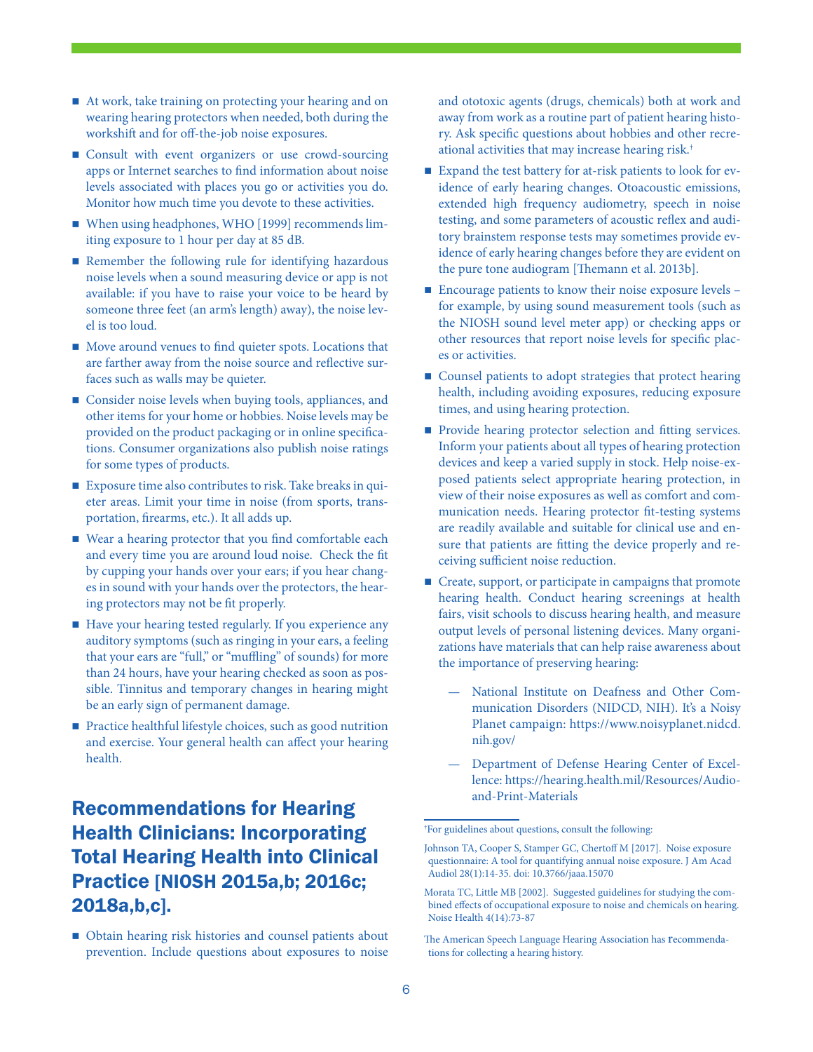- At work, take training on protecting your hearing and on wearing hearing protectors when needed, both during the workshift and for off-the-job noise exposures.
- Consult with event organizers or use crowd-sourcing apps or Internet searches to find information about noise levels associated with places you go or activities you do. Monitor how much time you devote to these activities.
- When using headphones, WHO [1999] recommends limiting exposure to 1 hour per day at 85 dB.
- Remember the following rule for identifying hazardous noise levels when a sound measuring device or app is not available: if you have to raise your voice to be heard by someone three feet (an arm's length) away), the noise level is too loud.
- Move around venues to find quieter spots. Locations that are farther away from the noise source and reflective surfaces such as walls may be quieter.
- Consider noise levels when buying tools, appliances, and other items for your home or hobbies. Noise levels may be provided on the product packaging or in online specifications. Consumer organizations also publish noise ratings for some types of products.
- Exposure time also contributes to risk. Take breaks in quieter areas. Limit your time in noise (from sports, transportation, firearms, etc.). It all adds up.
- Wear a hearing protector that you find comfortable each and every time you are around loud noise. Check the fit by cupping your hands over your ears; if you hear changes in sound with your hands over the protectors, the hearing protectors may not be fit properly.
- Have your hearing tested regularly. If you experience any auditory symptoms (such as ringing in your ears, a feeling that your ears are "full," or "muffling" of sounds) for more than 24 hours, have your hearing checked as soon as possible. Tinnitus and temporary changes in hearing might be an early sign of permanent damage.
- Practice healthful lifestyle choices, such as good nutrition and exercise. Your general health can affect your hearing health.

## Recommendations for Hearing Health Clinicians: Incorporating Total Hearing Health into Clinical Practice [NIOSH 2015a,b; 2016c; 2018a,b,c].

- Obtain hearing risk histories and counsel patients about prevention. Include questions about exposures to noise and ototoxic agents (drugs, chemicals) both at work and away from work as a routine part of patient hearing history. Ask specific questions about hobbies and other recreational activities that may increase hearing risk.†
- Expand the test battery for at-risk patients to look for evidence of early hearing changes. Otoacoustic emissions, extended high frequency audiometry, speech in noise testing, and some parameters of acoustic reflex and auditory brainstem response tests may sometimes provide evidence of early hearing changes before they are evident on the pure tone audiogram [Themann et al. 2013b].
- Encourage patients to know their noise exposure levels – for example, by using sound measurement tools (such as the NIOSH sound level meter app) or checking apps or other resources that report noise levels for specific places or activities.
- Counsel patients to adopt strategies that protect hearing health, including avoiding exposures, reducing exposure times, and using hearing protection.
- Provide hearing protector selection and fitting services. Inform your patients about all types of hearing protection devices and keep a varied supply in stock. Help noise-exposed patients select appropriate hearing protection, in view of their noise exposures as well as comfort and communication needs. Hearing protector fit-testing systems are readily available and suitable for clinical use and ensure that patients are fitting the device properly and receiving sufficient noise reduction.
- Create, support, or participate in campaigns that promote hearing health. Conduct hearing screenings at health fairs, visit schools to discuss hearing health, and measure output levels of personal listening devices. Many organizations have materials that can help raise awareness about the importance of preserving hearing:
  - National Institute on Deafness and Other Communication Disorders (NIDCD, NIH). It's a Noisy Planet campaign: https://www.noisyplanet.nidcd.nih.gov/
  - Department of Defense Hearing Center of Excellence: https://hearing.health.mil/Resources/Audio-and-Print-Materials

---

†For guidelines about questions, consult the following:

Johnson TA, Cooper S, Stamper GC, Chertoff M [2017]. Noise exposure questionnaire: A tool for quantifying annual noise exposure. J Am Acad Audiol 28(1):14-35. doi: 10.3766/jaaa.15070

Morata TC, Little MB [2002]. Suggested guidelines for studying the combined effects of occupational exposure to noise and chemicals on hearing. Noise Health 4(14):73-87

The American Speech Language Hearing Association has recommendations for collecting a hearing history.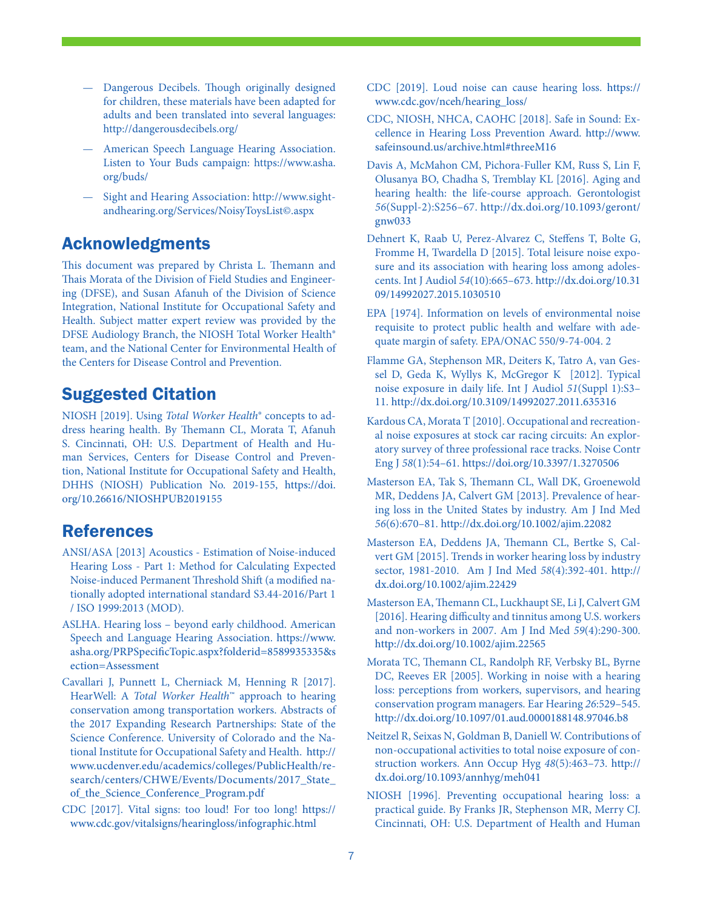— Dangerous Decibels. Though originally designed for children, these materials have been adapted for adults and been translated into several languages: http://dangerousdecibels.org/

— American Speech Language Hearing Association. Listen to Your Buds campaign: https://www.asha.org/buds/

— Sight and Hearing Association: http://www.sightandhearing.org/Services/NoisyToysList©.aspx

## Acknowledgments

This document was prepared by Christa L. Themann and Thais Morata of the Division of Field Studies and Engineering (DFSE), and Susan Afanuh of the Division of Science Integration, National Institute for Occupational Safety and Health. Subject matter expert review was provided by the DFSE Audiology Branch, the NIOSH Total Worker Health® team, and the National Center for Environmental Health of the Centers for Disease Control and Prevention.

## Suggested Citation

NIOSH [2019]. Using *Total Worker Health*® concepts to address hearing health. By Themann CL, Morata T, Afanuh S. Cincinnati, OH: U.S. Department of Health and Human Services, Centers for Disease Control and Prevention, National Institute for Occupational Safety and Health, DHHS (NIOSH) Publication No. 2019-155, https://doi.org/10.26616/NIOSHPUB2019155

## References

ANSI/ASA [2013] Acoustics - Estimation of Noise-induced Hearing Loss - Part 1: Method for Calculating Expected Noise-induced Permanent Threshold Shift (a modified nationally adopted international standard S3.44-2016/Part 1 / ISO 1999:2013 (MOD).

ASLHA. Hearing loss – beyond early childhood. American Speech and Language Hearing Association. https://www.asha.org/PRPSpecificTopic.aspx?folderid=8589935335&section=Assessment

Cavallari J, Punnett L, Cherniack M, Henning R [2017]. HearWell: A *Total Worker Health*™ approach to hearing conservation among transportation workers. Abstracts of the 2017 Expanding Research Partnerships: State of the Science Conference. University of Colorado and the National Institute for Occupational Safety and Health. http://www.ucdenver.edu/academics/colleges/PublicHealth/research/centers/CHWE/Events/Documents/2017_State_of_the_Science_Conference_Program.pdf

CDC [2017]. Vital signs: too loud! For too long! https://www.cdc.gov/vitalsigns/hearingloss/infographic.html

CDC [2019]. Loud noise can cause hearing loss. https://www.cdc.gov/nceh/hearing_loss/

CDC, NIOSH, NHCA, CAOHC [2018]. Safe in Sound: Excellence in Hearing Loss Prevention Award. http://www.safeinsound.us/archive.html#threeM16

Davis A, McMahon CM, Pichora-Fuller KM, Russ S, Lin F, Olusanya BO, Chadha S, Tremblay KL [2016]. Aging and hearing health: the life-course approach. Gerontologist *56*(Suppl-2):S256–67. http://dx.doi.org/10.1093/geront/gnw033

Dehnert K, Raab U, Perez-Alvarez C, Steffens T, Bolte G, Fromme H, Twardella D [2015]. Total leisure noise exposure and its association with hearing loss among adolescents. Int J Audiol *54*(10):665–673. http://dx.doi.org/10.3109/14992027.2015.1030510

EPA [1974]. Information on levels of environmental noise requisite to protect public health and welfare with adequate margin of safety. EPA/ONAC 550/9-74-004. 2

Flamme GA, Stephenson MR, Deiters K, Tatro A, van Gessel D, Geda K, Wyllys K, McGregor K [2012]. Typical noise exposure in daily life. Int J Audiol *51*(Suppl 1):S3–11. http://dx.doi.org/10.3109/14992027.2011.635316

Kardous CA, Morata T [2010]. Occupational and recreational noise exposures at stock car racing circuits: An exploratory survey of three professional race tracks. Noise Contr Eng J *58*(1):54–61. https://doi.org/10.3397/1.3270506

Masterson EA, Tak S, Themann CL, Wall DK, Groenewold MR, Deddens JA, Calvert GM [2013]. Prevalence of hearing loss in the United States by industry. Am J Ind Med *56*(6):670–81. http://dx.doi.org/10.1002/ajim.22082

Masterson EA, Deddens JA, Themann CL, Bertke S, Calvert GM [2015]. Trends in worker hearing loss by industry sector, 1981-2010. Am J Ind Med *58*(4):392-401. http://dx.doi.org/10.1002/ajim.22429

Masterson EA, Themann CL, Luckhaupt SE, Li J, Calvert GM [2016]. Hearing difficulty and tinnitus among U.S. workers and non-workers in 2007. Am J Ind Med *59*(4):290-300. http://dx.doi.org/10.1002/ajim.22565

Morata TC, Themann CL, Randolph RF, Verbsky BL, Byrne DC, Reeves ER [2005]. Working in noise with a hearing loss: perceptions from workers, supervisors, and hearing conservation program managers. Ear Hearing *26*:529–545. http://dx.doi.org/10.1097/01.aud.0000188148.97046.b8

Neitzel R, Seixas N, Goldman B, Daniell W. Contributions of non-occupational activities to total noise exposure of construction workers. Ann Occup Hyg *48*(5):463–73. http://dx.doi.org/10.1093/annhyg/meh041

NIOSH [1996]. Preventing occupational hearing loss: a practical guide. By Franks JR, Stephenson MR, Merry CJ. Cincinnati, OH: U.S. Department of Health and Human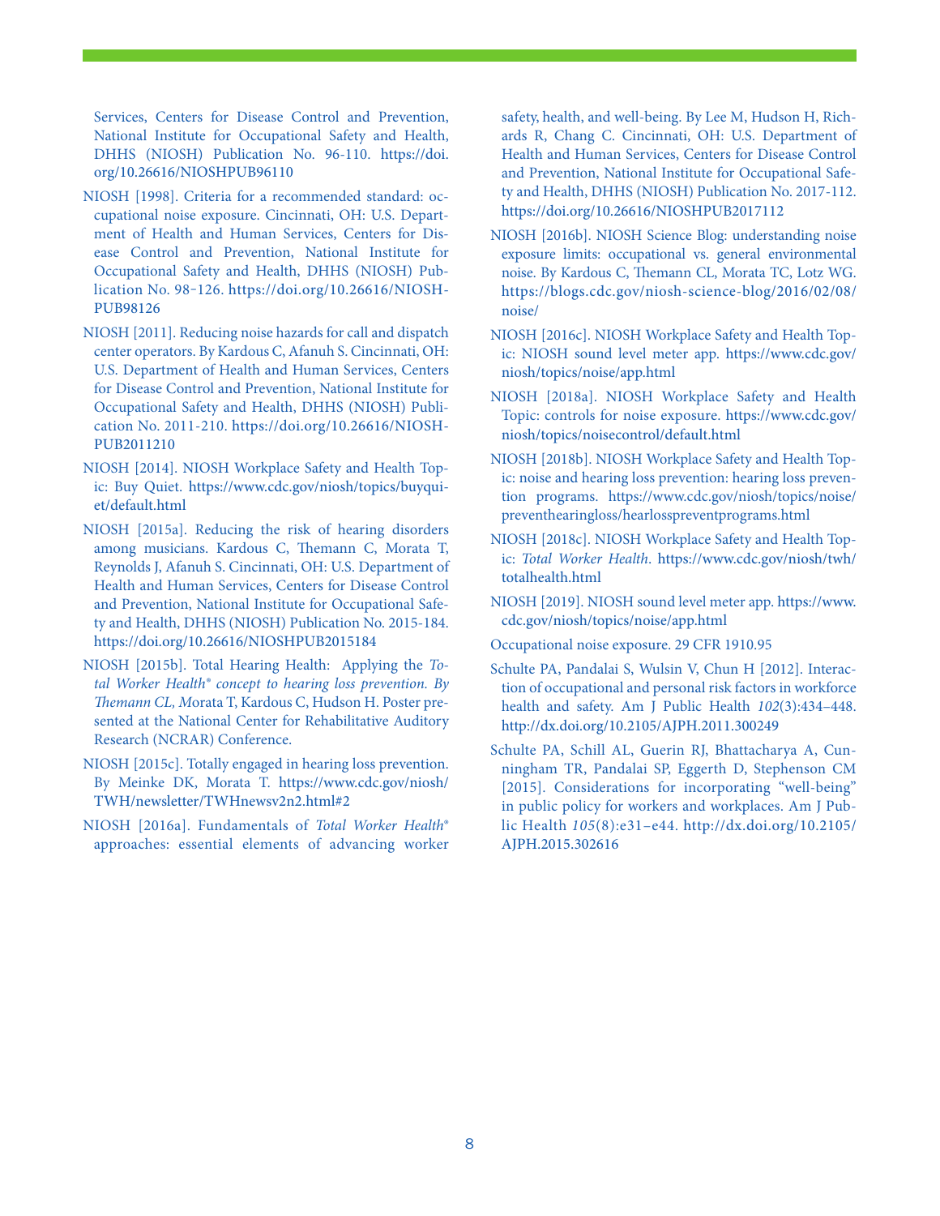Services, Centers for Disease Control and Prevention, National Institute for Occupational Safety and Health, DHHS (NIOSH) Publication No. 96-110. https://doi.org/10.26616/NIOSHPUB96110

NIOSH [1998]. Criteria for a recommended standard: occupational noise exposure. Cincinnati, OH: U.S. Department of Health and Human Services, Centers for Disease Control and Prevention, National Institute for Occupational Safety and Health, DHHS (NIOSH) Publication No. 98-126. https://doi.org/10.26616/NIOSHPUB98126

NIOSH [2011]. Reducing noise hazards for call and dispatch center operators. By Kardous C, Afanuh S. Cincinnati, OH: U.S. Department of Health and Human Services, Centers for Disease Control and Prevention, National Institute for Occupational Safety and Health, DHHS (NIOSH) Publication No. 2011-210. https://doi.org/10.26616/NIOSHPUB2011210

NIOSH [2014]. NIOSH Workplace Safety and Health Topic: Buy Quiet. https://www.cdc.gov/niosh/topics/buyquiet/default.html

NIOSH [2015a]. Reducing the risk of hearing disorders among musicians. Kardous C, Themann C, Morata T, Reynolds J, Afanuh S. Cincinnati, OH: U.S. Department of Health and Human Services, Centers for Disease Control and Prevention, National Institute for Occupational Safety and Health, DHHS (NIOSH) Publication No. 2015-184. https://doi.org/10.26616/NIOSHPUB2015184

NIOSH [2015b]. Total Hearing Health: Applying the *Total Worker Health® concept to hearing loss prevention. By Themann CL, M*orata T, Kardous C, Hudson H. Poster presented at the National Center for Rehabilitative Auditory Research (NCRAR) Conference.

NIOSH [2015c]. Totally engaged in hearing loss prevention. By Meinke DK, Morata T. https://www.cdc.gov/niosh/TWH/newsletter/TWHnewsv2n2.html#2

NIOSH [2016a]. Fundamentals of *Total Worker Health®* approaches: essential elements of advancing worker safety, health, and well-being. By Lee M, Hudson H, Richards R, Chang C. Cincinnati, OH: U.S. Department of Health and Human Services, Centers for Disease Control and Prevention, National Institute for Occupational Safety and Health, DHHS (NIOSH) Publication No. 2017-112. https://doi.org/10.26616/NIOSHPUB2017112

NIOSH [2016b]. NIOSH Science Blog: understanding noise exposure limits: occupational vs. general environmental noise. By Kardous C, Themann CL, Morata TC, Lotz WG. https://blogs.cdc.gov/niosh-science-blog/2016/02/08/noise/

NIOSH [2016c]. NIOSH Workplace Safety and Health Topic: NIOSH sound level meter app. https://www.cdc.gov/niosh/topics/noise/app.html

NIOSH [2018a]. NIOSH Workplace Safety and Health Topic: controls for noise exposure. https://www.cdc.gov/niosh/topics/noisecontrol/default.html

NIOSH [2018b]. NIOSH Workplace Safety and Health Topic: noise and hearing loss prevention: hearing loss prevention programs. https://www.cdc.gov/niosh/topics/noise/preventhearingloss/hearlosspreventprograms.html

NIOSH [2018c]. NIOSH Workplace Safety and Health Topic: *Total Worker Health*. https://www.cdc.gov/niosh/twh/totalhealth.html

NIOSH [2019]. NIOSH sound level meter app. https://www.cdc.gov/niosh/topics/noise/app.html

Occupational noise exposure. 29 CFR 1910.95

Schulte PA, Pandalai S, Wulsin V, Chun H [2012]. Interaction of occupational and personal risk factors in workforce health and safety. Am J Public Health *102*(3):434–448. http://dx.doi.org/10.2105/AJPH.2011.300249

Schulte PA, Schill AL, Guerin RJ, Bhattacharya A, Cunningham TR, Pandalai SP, Eggerth D, Stephenson CM [2015]. Considerations for incorporating "well-being" in public policy for workers and workplaces. Am J Public Health *105*(8):e31–e44. http://dx.doi.org/10.2105/AJPH.2015.302616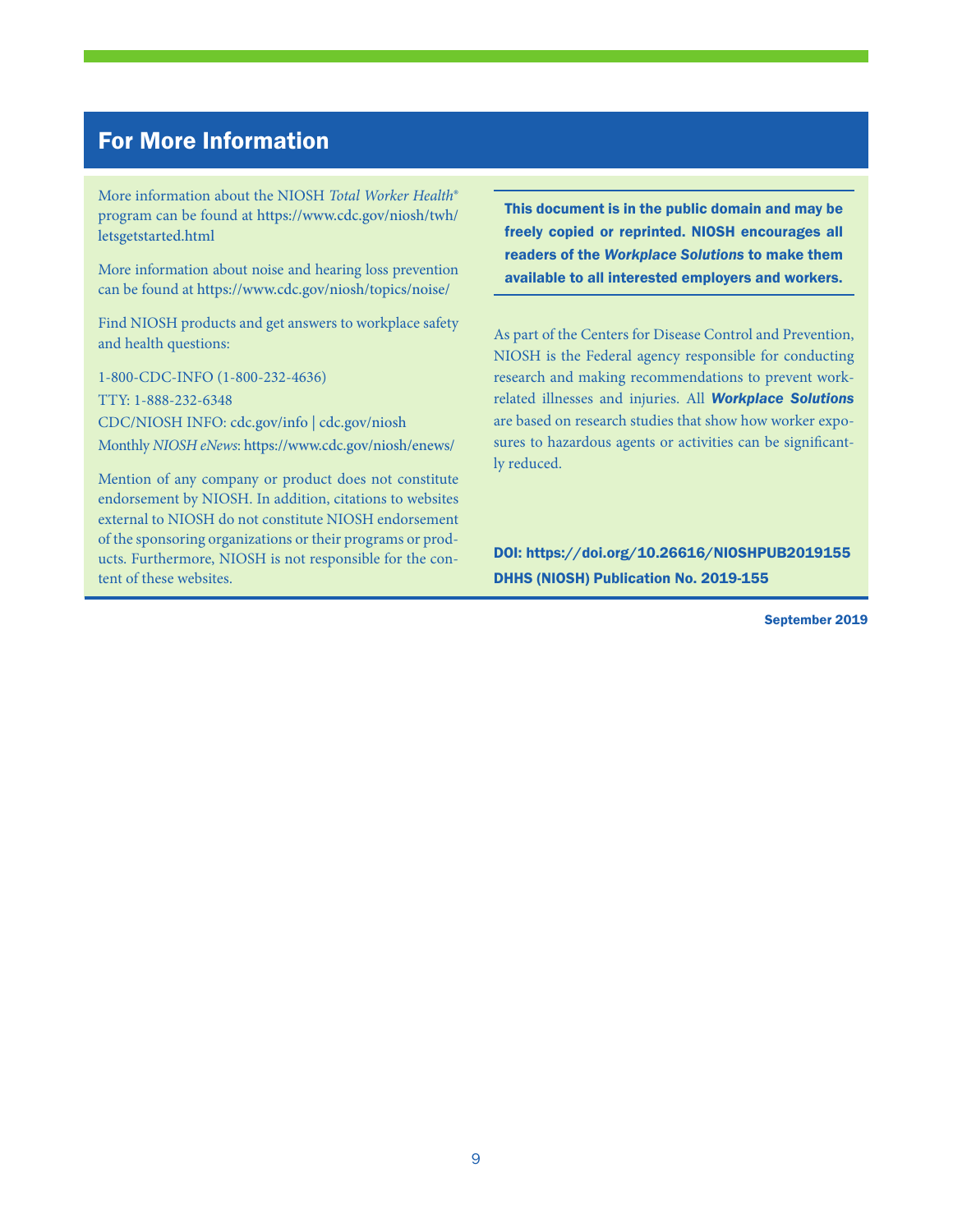## For More Information

More information about the NIOSH *Total Worker Health*® program can be found at https://www.cdc.gov/niosh/twh/letsgetstarted.html

More information about noise and hearing loss prevention can be found at https://www.cdc.gov/niosh/topics/noise/

Find NIOSH products and get answers to workplace safety and health questions:

1-800-CDC-INFO (1-800-232-4636)
TTY: 1-888-232-6348
CDC/NIOSH INFO: cdc.gov/info | cdc.gov/niosh
Monthly *NIOSH eNews*: https://www.cdc.gov/niosh/enews/

Mention of any company or product does not constitute endorsement by NIOSH. In addition, citations to websites external to NIOSH do not constitute NIOSH endorsement of the sponsoring organizations or their programs or products. Furthermore, NIOSH is not responsible for the content of these websites.

**This document is in the public domain and may be freely copied or reprinted. NIOSH encourages all readers of the *Workplace Solutions* to make them available to all interested employers and workers.**

As part of the Centers for Disease Control and Prevention, NIOSH is the Federal agency responsible for conducting research and making recommendations to prevent work-related illnesses and injuries. All ***Workplace Solutions*** are based on research studies that show how worker exposures to hazardous agents or activities can be significantly reduced.

**DOI: https://doi.org/10.26616/NIOSHPUB2019155**
**DHHS (NIOSH) Publication No. 2019-155**

**September 2019**